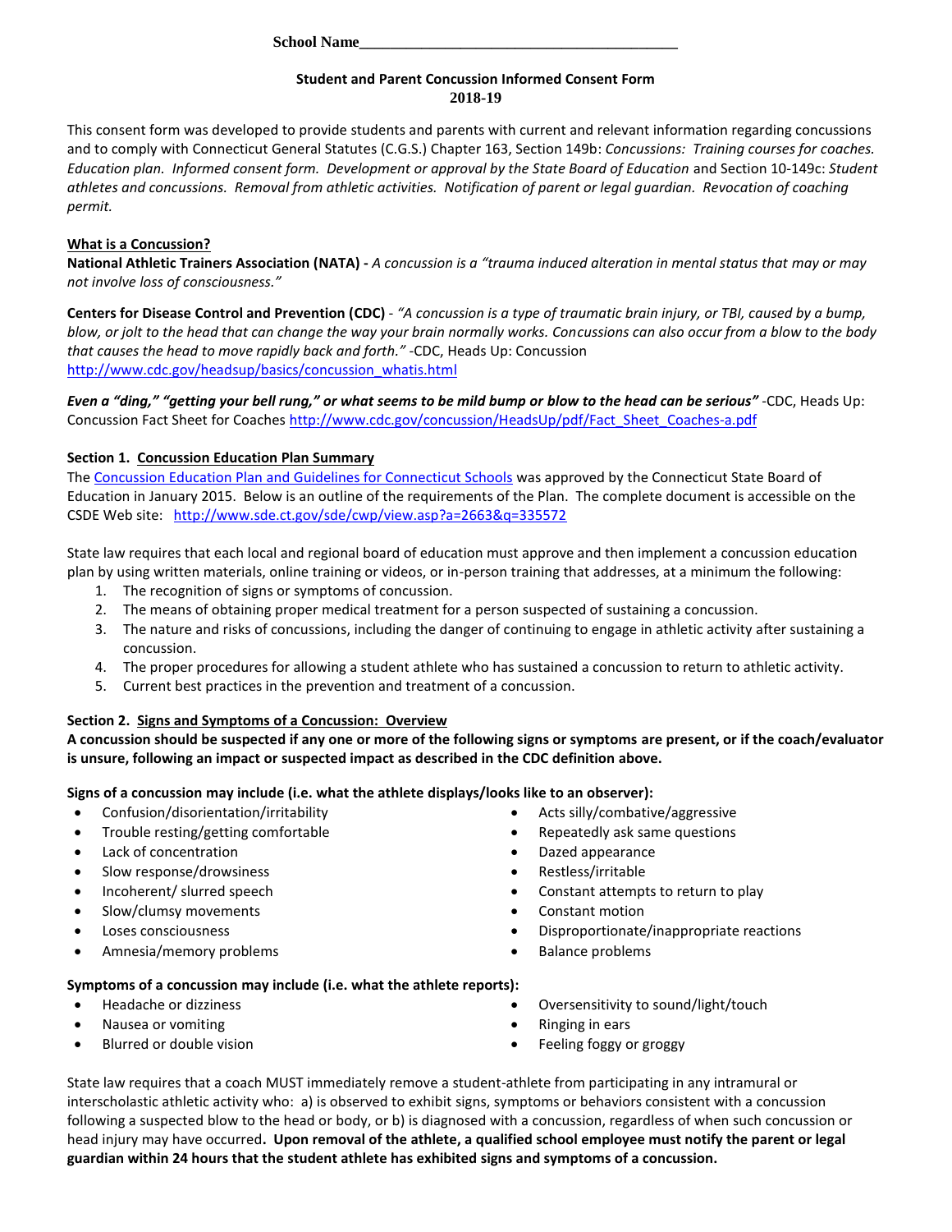**School Name__________________________________________**

**Student and Parent Concussion Informed Consent Form**
**2018-19**

This consent form was developed to provide students and parents with current and relevant information regarding concussions and to comply with Connecticut General Statutes (C.G.S.) Chapter 163, Section 149b: *Concussions: Training courses for coaches. Education plan. Informed consent form. Development or approval by the State Board of Education* and Section 10-149c: *Student athletes and concussions. Removal from athletic activities. Notification of parent or legal guardian. Revocation of coaching permit.*

**What is a Concussion?**

**National Athletic Trainers Association (NATA) -** *A concussion is a "trauma induced alteration in mental status that may or may not involve loss of consciousness."*

**Centers for Disease Control and Prevention (CDC)** - *"A concussion is a type of traumatic brain injury, or TBI, caused by a bump, blow, or jolt to the head that can change the way your brain normally works. Concussions can also occur from a blow to the body that causes the head to move rapidly back and forth."* -CDC, Heads Up: Concussion http://www.cdc.gov/headsup/basics/concussion_whatis.html

***Even a "ding," "getting your bell rung," or what seems to be mild bump or blow to the head can be serious"*** -CDC, Heads Up: Concussion Fact Sheet for Coaches http://www.cdc.gov/concussion/HeadsUp/pdf/Fact_Sheet_Coaches-a.pdf

**Section 1. Concussion Education Plan Summary**

The Concussion Education Plan and Guidelines for Connecticut Schools was approved by the Connecticut State Board of Education in January 2015. Below is an outline of the requirements of the Plan. The complete document is accessible on the CSDE Web site: http://www.sde.ct.gov/sde/cwp/view.asp?a=2663&q=335572

State law requires that each local and regional board of education must approve and then implement a concussion education plan by using written materials, online training or videos, or in-person training that addresses, at a minimum the following:

1. The recognition of signs or symptoms of concussion.
2. The means of obtaining proper medical treatment for a person suspected of sustaining a concussion.
3. The nature and risks of concussions, including the danger of continuing to engage in athletic activity after sustaining a concussion.
4. The proper procedures for allowing a student athlete who has sustained a concussion to return to athletic activity.
5. Current best practices in the prevention and treatment of a concussion.

**Section 2. Signs and Symptoms of a Concussion: Overview**

**A concussion should be suspected if any one or more of the following signs or symptoms are present, or if the coach/evaluator is unsure, following an impact or suspected impact as described in the CDC definition above.**

**Signs of a concussion may include (i.e. what the athlete displays/looks like to an observer):**

- Confusion/disorientation/irritability
- Trouble resting/getting comfortable
- Lack of concentration
- Slow response/drowsiness
- Incoherent/ slurred speech
- Slow/clumsy movements
- Loses consciousness
- Amnesia/memory problems
- Acts silly/combative/aggressive
- Repeatedly ask same questions
- Dazed appearance
- Restless/irritable
- Constant attempts to return to play
- Constant motion
- Disproportionate/inappropriate reactions
- Balance problems

**Symptoms of a concussion may include (i.e. what the athlete reports):**

- Headache or dizziness
- Nausea or vomiting
- Blurred or double vision
- Oversensitivity to sound/light/touch
- Ringing in ears
- Feeling foggy or groggy

State law requires that a coach MUST immediately remove a student-athlete from participating in any intramural or interscholastic athletic activity who: a) is observed to exhibit signs, symptoms or behaviors consistent with a concussion following a suspected blow to the head or body, or b) is diagnosed with a concussion, regardless of when such concussion or head injury may have occurred**. Upon removal of the athlete, a qualified school employee must notify the parent or legal guardian within 24 hours that the student athlete has exhibited signs and symptoms of a concussion.**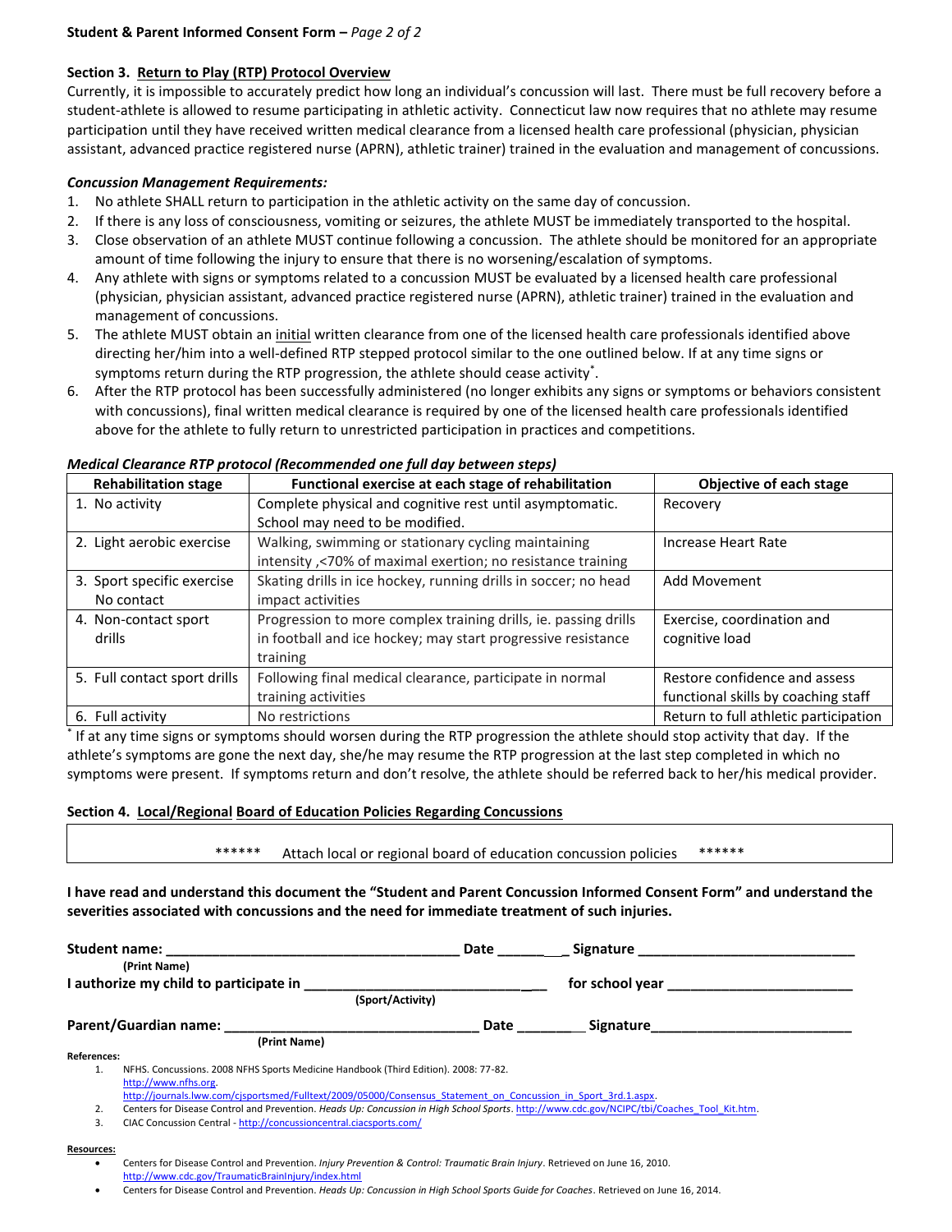### Section 3. Return to Play (RTP) Protocol Overview

Currently, it is impossible to accurately predict how long an individual's concussion will last. There must be full recovery before a student-athlete is allowed to resume participating in athletic activity. Connecticut law now requires that no athlete may resume participation until they have received written medical clearance from a licensed health care professional (physician, physician assistant, advanced practice registered nurse (APRN), athletic trainer) trained in the evaluation and management of concussions.

***Concussion Management Requirements:***

1. No athlete SHALL return to participation in the athletic activity on the same day of concussion.
2. If there is any loss of consciousness, vomiting or seizures, the athlete MUST be immediately transported to the hospital.
3. Close observation of an athlete MUST continue following a concussion. The athlete should be monitored for an appropriate amount of time following the injury to ensure that there is no worsening/escalation of symptoms.
4. Any athlete with signs or symptoms related to a concussion MUST be evaluated by a licensed health care professional (physician, physician assistant, advanced practice registered nurse (APRN), athletic trainer) trained in the evaluation and management of concussions.
5. The athlete MUST obtain an initial written clearance from one of the licensed health care professionals identified above directing her/him into a well-defined RTP stepped protocol similar to the one outlined below. If at any time signs or symptoms return during the RTP progression, the athlete should cease activity*.
6. After the RTP protocol has been successfully administered (no longer exhibits any signs or symptoms or behaviors consistent with concussions), final written medical clearance is required by one of the licensed health care professionals identified above for the athlete to fully return to unrestricted participation in practices and competitions.

***Medical Clearance RTP protocol (Recommended one full day between steps)***

| Rehabilitation stage | Functional exercise at each stage of rehabilitation | Objective of each stage |
|---|---|---|
| 1. No activity | Complete physical and cognitive rest until asymptomatic. School may need to be modified. | Recovery |
| 2. Light aerobic exercise | Walking, swimming or stationary cycling maintaining intensity ,<70% of maximal exertion; no resistance training | Increase Heart Rate |
| 3. Sport specific exercise No contact | Skating drills in ice hockey, running drills in soccer; no head impact activities | Add Movement |
| 4. Non-contact sport drills | Progression to more complex training drills, ie. passing drills in football and ice hockey; may start progressive resistance training | Exercise, coordination and cognitive load |
| 5. Full contact sport drills | Following final medical clearance, participate in normal training activities | Restore confidence and assess functional skills by coaching staff |
| 6. Full activity | No restrictions | Return to full athletic participation |

* If at any time signs or symptoms should worsen during the RTP progression the athlete should stop activity that day. If the athlete's symptoms are gone the next day, she/he may resume the RTP progression at the last step completed in which no symptoms were present. If symptoms return and don't resolve, the athlete should be referred back to her/his medical provider.

### Section 4. Local/Regional Board of Education Policies Regarding Concussions

****** Attach local or regional board of education concussion policies ******

**I have read and understand this document the "Student and Parent Concussion Informed Consent Form" and understand the severities associated with concussions and the need for immediate treatment of such injuries.**

**Student name:** ____________________________________ **Date** ________ **Signature** ___________________________
**(Print Name)**

**I authorize my child to participate in** ______________________________ **for school year** ________________________
**(Sport/Activity)**

**Parent/Guardian name:** ________________________________ **Date** ________ **Signature** _________________________
**(Print Name)**

**References:**

1. NFHS. Concussions. 2008 NFHS Sports Medicine Handbook (Third Edition). 2008: 77-82. http://www.nfhs.org. http://journals.lww.com/cjsportsmed/Fulltext/2009/05000/Consensus_Statement_on_Concussion_in_Sport_3rd.1.aspx.
2. Centers for Disease Control and Prevention. *Heads Up: Concussion in High School Sports*. http://www.cdc.gov/NCIPC/tbi/Coaches_Tool_Kit.htm.
3. CIAC Concussion Central - http://concussioncentral.ciacsports.com/

**Resources:**

- Centers for Disease Control and Prevention. *Injury Prevention & Control: Traumatic Brain Injury*. Retrieved on June 16, 2010. http://www.cdc.gov/TraumaticBrainInjury/index.html
- Centers for Disease Control and Prevention. *Heads Up: Concussion in High School Sports Guide for Coaches*. Retrieved on June 16, 2014.